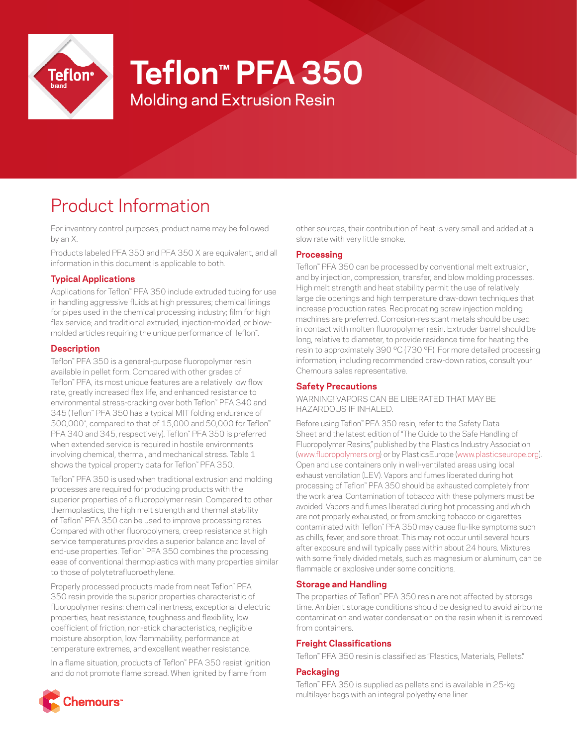# Teflon™ PFA 350

## Molding and Extrusion Resin

# Product Information

For inventory control purposes, product name may be followed by an X.

Products labeled PFA 350 and PFA 350 X are equivalent, and all information in this document is applicable to both.

### Typical Applications

Applications for Teflon™ PFA 350 include extruded tubing for use in handling aggressive fluids at high pressures; chemical linings for pipes used in the chemical processing industry; film for high flex service; and traditional extruded, injection-molded, or blow-molded articles requiring the unique performance of Teflon™.

### Description

Teflon™ PFA 350 is a general-purpose fluoropolymer resin available in pellet form. Compared with other grades of Teflon™ PFA, its most unique features are a relatively low flow rate, greatly increased flex life, and enhanced resistance to environmental stress-cracking over both Teflon™ PFA 340 and 345 (Teflon™ PFA 350 has a typical MIT folding endurance of 500,000*, compared to that of 15,000 and 50,000 for Teflon™ PFA 340 and 345, respectively). Teflon™ PFA 350 is preferred when extended service is required in hostile environments involving chemical, thermal, and mechanical stress. Table 1 shows the typical property data for Teflon™ PFA 350.

Teflon™ PFA 350 is used when traditional extrusion and molding processes are required for producing products with the superior properties of a fluoropolymer resin. Compared to other thermoplastics, the high melt strength and thermal stability of Teflon™ PFA 350 can be used to improve processing rates. Compared with other fluoropolymers, creep resistance at high service temperatures provides a superior balance and level of end-use properties. Teflon™ PFA 350 combines the processing ease of conventional thermoplastics with many properties similar to those of polytetrafluoroethylene.

Properly processed products made from neat Teflon™ PFA 350 resin provide the superior properties characteristic of fluoropolymer resins: chemical inertness, exceptional dielectric properties, heat resistance, toughness and flexibility, low coefficient of friction, non-stick characteristics, negligible moisture absorption, low flammability, performance at temperature extremes, and excellent weather resistance.

In a flame situation, products of Teflon™ PFA 350 resist ignition and do not promote flame spread. When ignited by flame from other sources, their contribution of heat is very small and added at a slow rate with very little smoke.

### Processing

Teflon™ PFA 350 can be processed by conventional melt extrusion, and by injection, compression, transfer, and blow molding processes. High melt strength and heat stability permit the use of relatively large die openings and high temperature draw-down techniques that increase production rates. Reciprocating screw injection molding machines are preferred. Corrosion-resistant metals should be used in contact with molten fluoropolymer resin. Extruder barrel should be long, relative to diameter, to provide residence time for heating the resin to approximately 390 °C (730 °F). For more detailed processing information, including recommended draw-down ratios, consult your Chemours sales representative.

### Safety Precautions

WARNING! VAPORS CAN BE LIBERATED THAT MAY BE HAZARDOUS IF INHALED.

Before using Teflon™ PFA 350 resin, refer to the Safety Data Sheet and the latest edition of "The Guide to the Safe Handling of Fluoropolymer Resins," published by the Plastics Industry Association (www.fluoropolymers.org) or by PlasticsEurope (www.plasticseurope.org). Open and use containers only in well-ventilated areas using local exhaust ventilation (LEV). Vapors and fumes liberated during hot processing of Teflon™ PFA 350 should be exhausted completely from the work area. Contamination of tobacco with these polymers must be avoided. Vapors and fumes liberated during hot processing and which are not properly exhausted, or from smoking tobacco or cigarettes contaminated with Teflon™ PFA 350 may cause flu-like symptoms such as chills, fever, and sore throat. This may not occur until several hours after exposure and will typically pass within about 24 hours. Mixtures with some finely divided metals, such as magnesium or aluminum, can be flammable or explosive under some conditions.

### Storage and Handling

The properties of Teflon™ PFA 350 resin are not affected by storage time. Ambient storage conditions should be designed to avoid airborne contamination and water condensation on the resin when it is removed from containers.

### Freight Classifications

Teflon™ PFA 350 resin is classified as "Plastics, Materials, Pellets."

### Packaging

Teflon™ PFA 350 is supplied as pellets and is available in 25-kg multilayer bags with an integral polyethylene liner.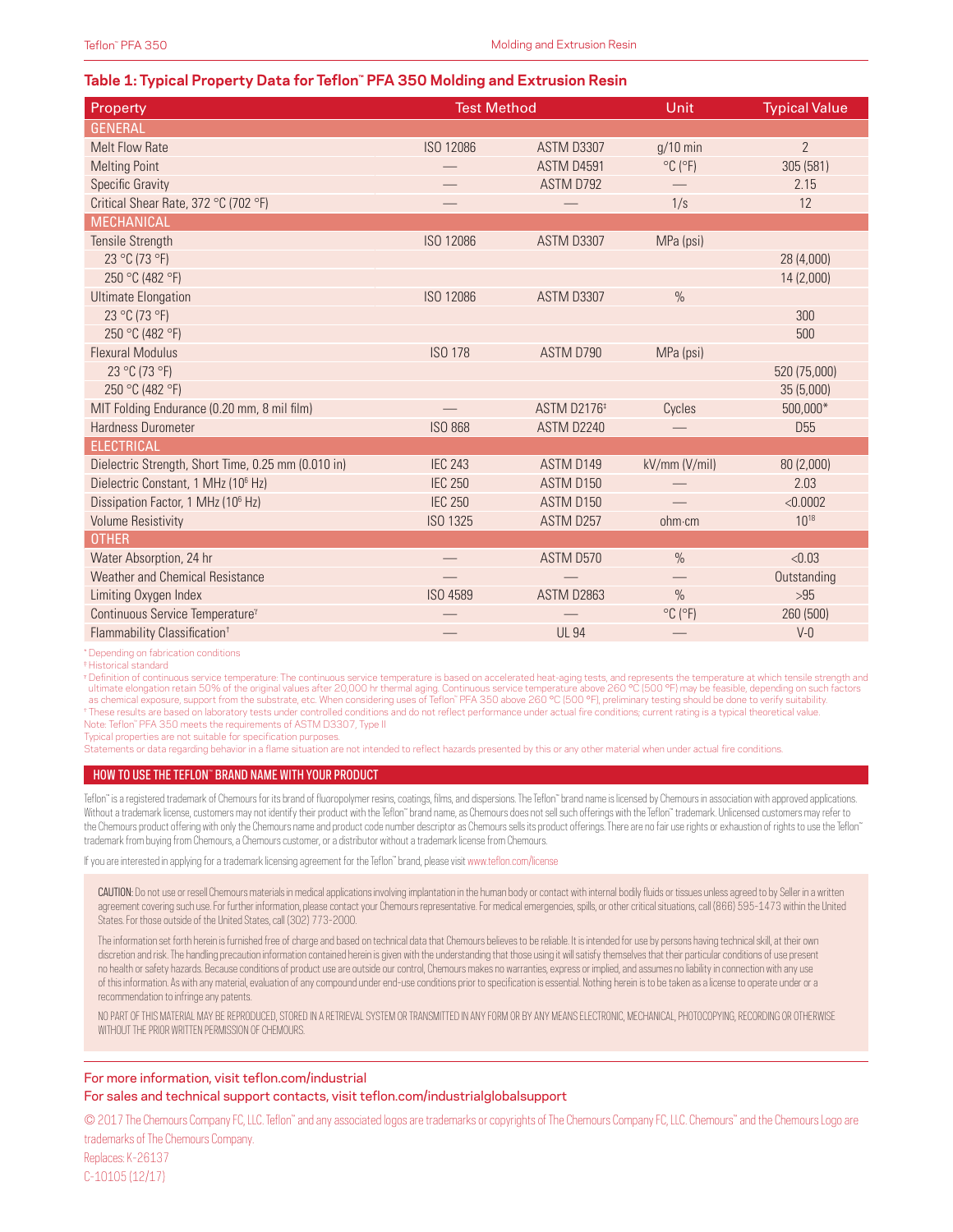### Table 1: Typical Property Data for Teflon™ PFA 350 Molding and Extrusion Resin

| Property | Test Method | | Unit | Typical Value |
|---|---|---|---|---|
| **GENERAL** | | | | |
| Melt Flow Rate | ISO 12086 | ASTM D3307 | g/10 min | 2 |
| Melting Point | — | ASTM D4591 | °C (°F) | 305 (581) |
| Specific Gravity | — | ASTM D792 | — | 2.15 |
| Critical Shear Rate, 372 °C (702 °F) | — | — | 1/s | 12 |
| **MECHANICAL** | | | | |
| Tensile Strength | ISO 12086 | ASTM D3307 | MPa (psi) | |
| 23 °C (73 °F) | | | | 28 (4,000) |
| 250 °C (482 °F) | | | | 14 (2,000) |
| Ultimate Elongation | ISO 12086 | ASTM D3307 | % | |
| 23 °C (73 °F) | | | | 300 |
| 250 °C (482 °F) | | | | 500 |
| Flexural Modulus | ISO 178 | ASTM D790 | MPa (psi) | |
| 23 °C (73 °F) | | | | 520 (75,000) |
| 250 °C (482 °F) | | | | 35 (5,000) |
| MIT Folding Endurance (0.20 mm, 8 mil film) | — | ASTM D2176‡ | Cycles | 500,000* |
| Hardness Durometer | ISO 868 | ASTM D2240 | — | D55 |
| **ELECTRICAL** | | | | |
| Dielectric Strength, Short Time, 0.25 mm (0.010 in) | IEC 243 | ASTM D149 | kV/mm (V/mil) | 80 (2,000) |
| Dielectric Constant, 1 MHz ($10^6$ Hz) | IEC 250 | ASTM D150 | — | 2.03 |
| Dissipation Factor, 1 MHz ($10^6$ Hz) | IEC 250 | ASTM D150 | — | <0.0002 |
| Volume Resistivity | ISO 1325 | ASTM D257 | ohm·cm | $10^{18}$ |
| **OTHER** | | | | |
| Water Absorption, 24 hr | — | ASTM D570 | % | <0.03 |
| Weather and Chemical Resistance | — | — | — | Outstanding |
| Limiting Oxygen Index | ISO 4589 | ASTM D2863 | % | >95 |
| Continuous Service Temperature[γ] | — | — | °C (°F) | 260 (500) |
| Flammability Classification[†] | — | UL 94 | — | V-0 |

\* Depending on fabrication conditions

‡ Historical standard

γ Definition of continuous service temperature: The continuous service temperature is based on accelerated heat-aging tests, and represents the temperature at which tensile strength and ultimate elongation retain 50% of the original values after 20,000 hr thermal aging. Continuous service temperature above 260 °C (500 °F) may be feasible, depending on such factors as chemical exposure, support from the substrate, etc. When considering uses of Teflon™ PFA 350 above 260 °C (500 °F), preliminary testing should be done to verify suitability.

† These results are based on laboratory tests under controlled conditions and do not reflect performance under actual fire conditions; current rating is a typical theoretical value.

Note: Teflon™ PFA 350 meets the requirements of ASTM D3307, Type II

Typical properties are not suitable for specification purposes.

Statements or data regarding behavior in a flame situation are not intended to reflect hazards presented by this or any other material when under actual fire conditions.

## HOW TO USE THE TEFLON™ BRAND NAME WITH YOUR PRODUCT

Teflon™ is a registered trademark of Chemours for its brand of fluoropolymer resins, coatings, films, and dispersions. The Teflon™ brand name is licensed by Chemours in association with approved applications. Without a trademark license, customers may not identify their product with the Teflon™ brand name, as Chemours does not sell such offerings with the Teflon™ trademark. Unlicensed customers may refer to the Chemours product offering with only the Chemours name and product code number descriptor as Chemours sells its product offerings. There are no fair use rights or exhaustion of rights to use the Teflon™ trademark from buying from Chemours, a Chemours customer, or a distributor without a trademark license from Chemours.

If you are interested in applying for a trademark licensing agreement for the Teflon™ brand, please visit www.teflon.com/license

CAUTION: Do not use or resell Chemours materials in medical applications involving implantation in the human body or contact with internal bodily fluids or tissues unless agreed to by Seller in a written agreement covering such use. For further information, please contact your Chemours representative. For medical emergencies, spills, or other critical situations, call (866) 595-1473 within the United States. For those outside of the United States, call (302) 773-2000.

The information set forth herein is furnished free of charge and based on technical data that Chemours believes to be reliable. It is intended for use by persons having technical skill, at their own discretion and risk. The handling precaution information contained herein is given with the understanding that those using it will satisfy themselves that their particular conditions of use present no health or safety hazards. Because conditions of product use are outside our control, Chemours makes no warranties, express or implied, and assumes no liability in connection with any use of this information. As with any material, evaluation of any compound under end-use conditions prior to specification is essential. Nothing herein is to be taken as a license to operate under or a recommendation to infringe any patents.

NO PART OF THIS MATERIAL MAY BE REPRODUCED, STORED IN A RETRIEVAL SYSTEM OR TRANSMITTED IN ANY FORM OR BY ANY MEANS ELECTRONIC, MECHANICAL, PHOTOCOPYING, RECORDING OR OTHERWISE WITHOUT THE PRIOR WRITTEN PERMISSION OF CHEMOURS.

For more information, visit teflon.com/industrial

For sales and technical support contacts, visit teflon.com/industrialglobalsupport

© 2017 The Chemours Company FC, LLC. Teflon™ and any associated logos are trademarks or copyrights of The Chemours Company FC, LLC. Chemours™ and the Chemours Logo are trademarks of The Chemours Company.

Replaces: K-26137

C-10105 (12/17)